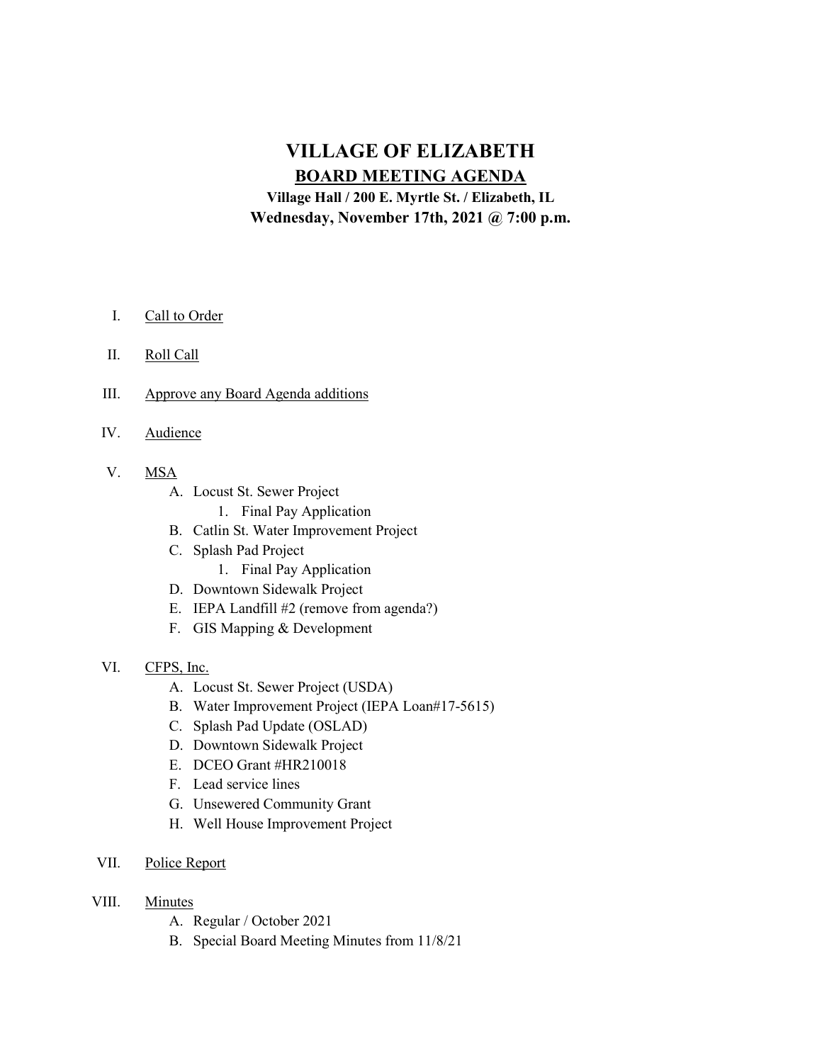# VILLAGE OF ELIZABETH

## BOARD MEETING AGENDA

**Village Hall / 200 E. Myrtle St. / Elizabeth, IL**

**Wednesday, November 17th, 2021 @ 7:00 p.m.**

I. Call to Order

II. Roll Call

III. Approve any Board Agenda additions

IV. Audience

V. MSA
   - A. Locust St. Sewer Project
     1. Final Pay Application
   - B. Catlin St. Water Improvement Project
   - C. Splash Pad Project
     1. Final Pay Application
   - D. Downtown Sidewalk Project
   - E. IEPA Landfill #2 (remove from agenda?)
   - F. GIS Mapping & Development

VI. CFPS, Inc.
   - A. Locust St. Sewer Project (USDA)
   - B. Water Improvement Project (IEPA Loan#17-5615)
   - C. Splash Pad Update (OSLAD)
   - D. Downtown Sidewalk Project
   - E. DCEO Grant #HR210018
   - F. Lead service lines
   - G. Unsewered Community Grant
   - H. Well House Improvement Project

VII. Police Report

VIII. Minutes
   - A. Regular / October 2021
   - B. Special Board Meeting Minutes from 11/8/21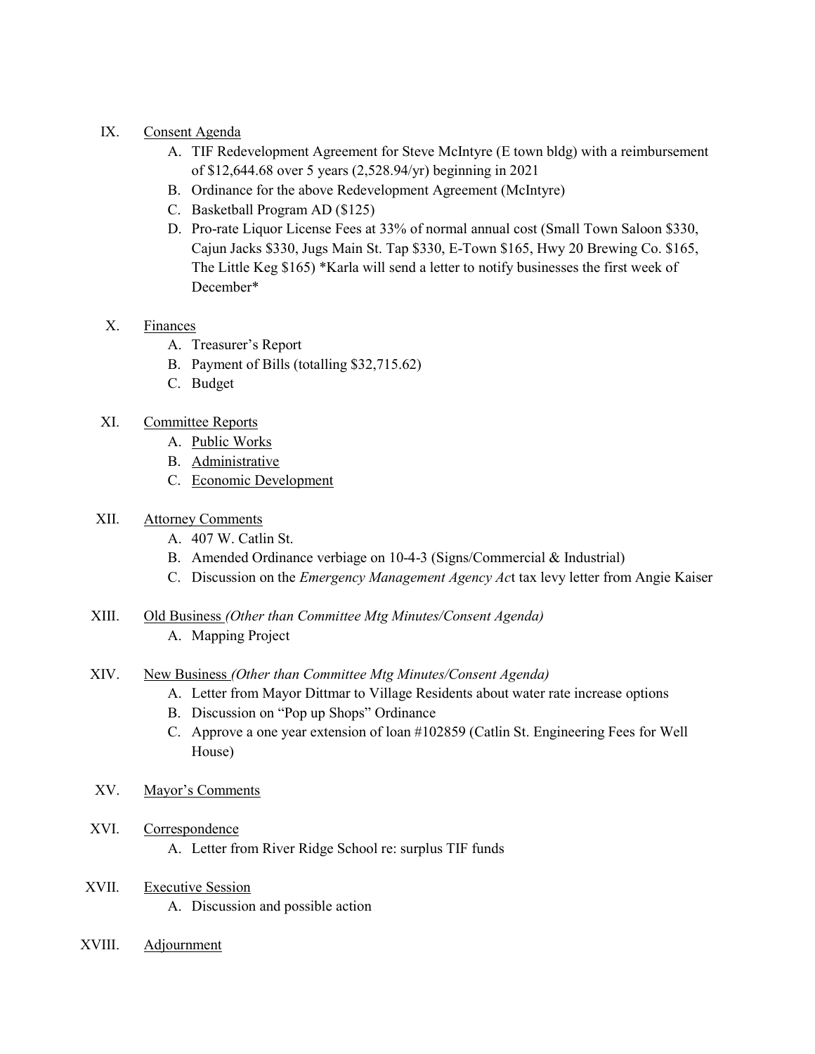IX. <u>Consent Agenda</u>

   A. TIF Redevelopment Agreement for Steve McIntyre (E town bldg) with a reimbursement of $12,644.68 over 5 years (2,528.94/yr) beginning in 2021

   B. Ordinance for the above Redevelopment Agreement (McIntyre)

   C. Basketball Program AD ($125)

   D. Pro-rate Liquor License Fees at 33% of normal annual cost (Small Town Saloon $330, Cajun Jacks $330, Jugs Main St. Tap $330, E-Town $165, Hwy 20 Brewing Co. $165, The Little Keg $165) *Karla will send a letter to notify businesses the first week of December*

X. <u>Finances</u>

   A. Treasurer's Report

   B. Payment of Bills (totalling $32,715.62)

   C. Budget

XI. <u>Committee Reports</u>

   A. <u>Public Works</u>

   B. <u>Administrative</u>

   C. <u>Economic Development</u>

XII. <u>Attorney Comments</u>

   A. 407 W. Catlin St.

   B. Amended Ordinance verbiage on 10-4-3 (Signs/Commercial & Industrial)

   C. Discussion on the *Emergency Management Agency Act* tax levy letter from Angie Kaiser

XIII. <u>Old Business</u> *(Other than Committee Mtg Minutes/Consent Agenda)*

   A. Mapping Project

XIV. <u>New Business</u> *(Other than Committee Mtg Minutes/Consent Agenda)*

   A. Letter from Mayor Dittmar to Village Residents about water rate increase options

   B. Discussion on "Pop up Shops" Ordinance

   C. Approve a one year extension of loan #102859 (Catlin St. Engineering Fees for Well House)

XV. <u>Mayor's Comments</u>

XVI. <u>Correspondence</u>

   A. Letter from River Ridge School re: surplus TIF funds

XVII. <u>Executive Session</u>

   A. Discussion and possible action

XVIII. <u>Adjournment</u>